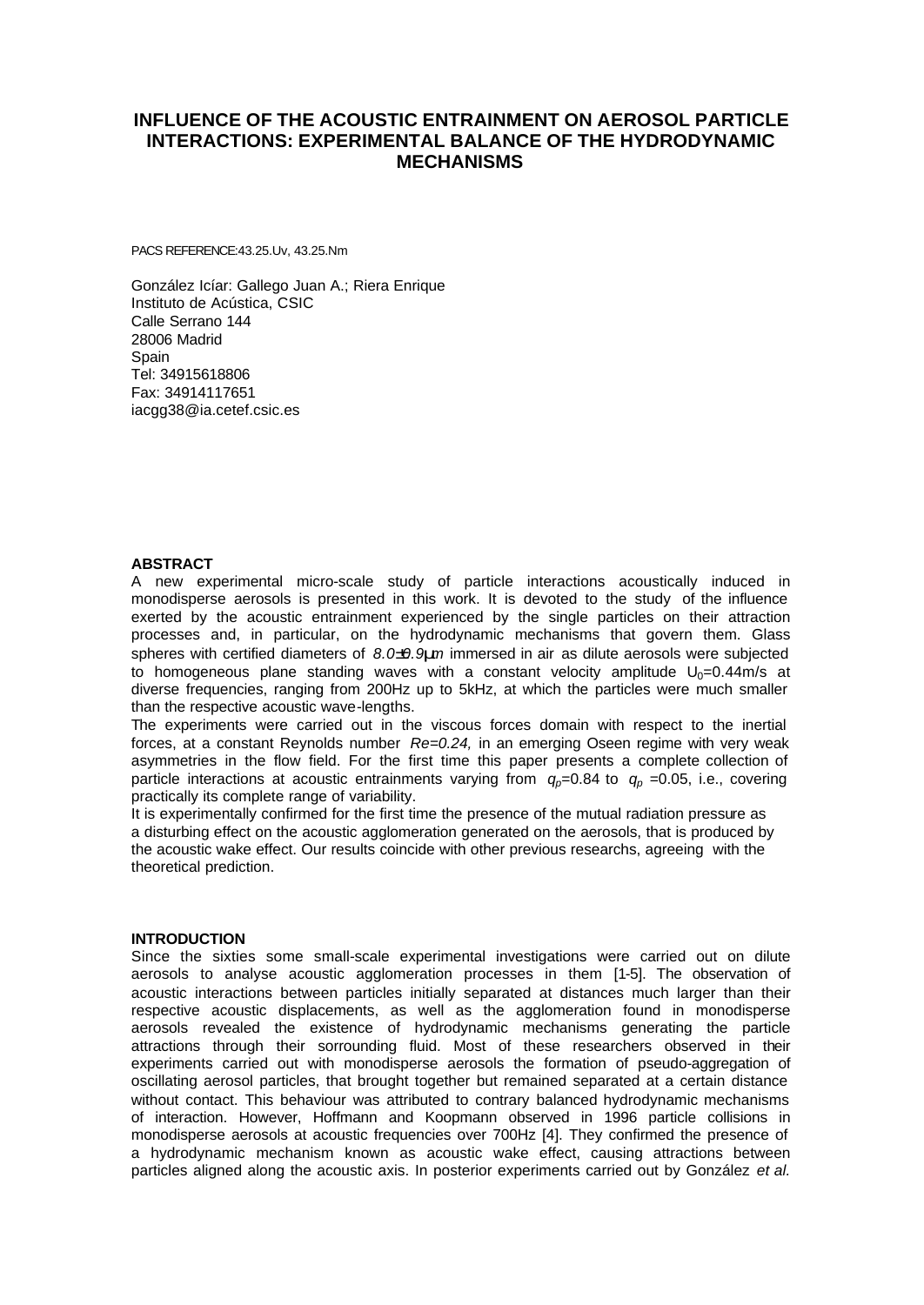# INFLUENCE OF THE ACOUSTIC ENTRAINMENT ON AEROSOL PARTICLE INTERACTIONS: EXPERIMENTAL BALANCE OF THE HYDRODYNAMIC MECHANISMS

PACS REFERENCE:43.25.Uv, 43.25.Nm

González Icíar: Gallego Juan A.; Riera Enrique
Instituto de Acústica, CSIC
Calle Serrano 144
28006 Madrid
Spain
Tel: 34915618806
Fax: 34914117651
iacgg38@ia.cetef.csic.es

## ABSTRACT

A new experimental micro-scale study of particle interactions acoustically induced in monodisperse aerosols is presented in this work. It is devoted to the study of the influence exerted by the acoustic entrainment experienced by the single particles on their attraction processes and, in particular, on the hydrodynamic mechanisms that govern them. Glass spheres with certified diameters of $8.0\pm0.9\mu m$ immersed in air as dilute aerosols were subjected to homogeneous plane standing waves with a constant velocity amplitude $U_0$=0.44m/s at diverse frequencies, ranging from 200Hz up to 5kHz, at which the particles were much smaller than the respective acoustic wave-lengths.

The experiments were carried out in the viscous forces domain with respect to the inertial forces, at a constant Reynolds number $Re=0.24$, in an emerging Oseen regime with very weak asymmetries in the flow field. For the first time this paper presents a complete collection of particle interactions at acoustic entrainments varying from $q_p$=0.84 to $q_p$ =0.05, i.e., covering practically its complete range of variability.

It is experimentally confirmed for the first time the presence of the mutual radiation pressure as a disturbing effect on the acoustic agglomeration generated on the aerosols, that is produced by the acoustic wake effect. Our results coincide with other previous researchs, agreeing with the theoretical prediction.

## INTRODUCTION

Since the sixties some small-scale experimental investigations were carried out on dilute aerosols to analyse acoustic agglomeration processes in them [1-5]. The observation of acoustic interactions between particles initially separated at distances much larger than their respective acoustic displacements, as well as the agglomeration found in monodisperse aerosols revealed the existence of hydrodynamic mechanisms generating the particle attractions through their sorrounding fluid. Most of these researchers observed in their experiments carried out with monodisperse aerosols the formation of pseudo-aggregation of oscillating aerosol particles, that brought together but remained separated at a certain distance without contact. This behaviour was attributed to contrary balanced hydrodynamic mechanisms of interaction. However, Hoffmann and Koopmann observed in 1996 particle collisions in monodisperse aerosols at acoustic frequencies over 700Hz [4]. They confirmed the presence of a hydrodynamic mechanism known as acoustic wake effect, causing attractions between particles aligned along the acoustic axis. In posterior experiments carried out by González *et al.*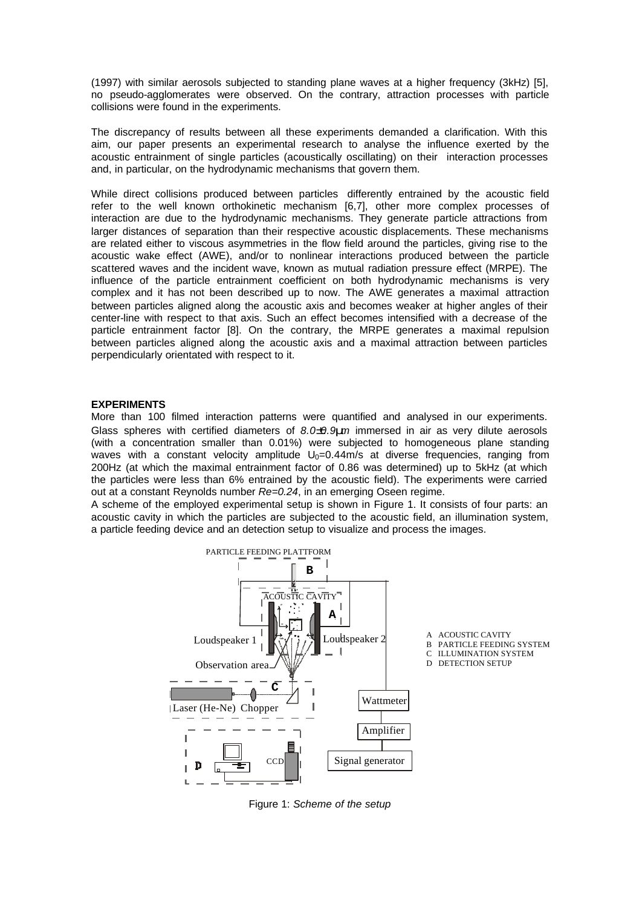(1997) with similar aerosols subjected to standing plane waves at a higher frequency (3kHz) [5], no pseudo-agglomerates were observed. On the contrary, attraction processes with particle collisions were found in the experiments.

The discrepancy of results between all these experiments demanded a clarification. With this aim, our paper presents an experimental research to analyse the influence exerted by the acoustic entrainment of single particles (acoustically oscillating) on their interaction processes and, in particular, on the hydrodynamic mechanisms that govern them.

While direct collisions produced between particles differently entrained by the acoustic field refer to the well known orthokinetic mechanism [6,7], other more complex processes of interaction are due to the hydrodynamic mechanisms. They generate particle attractions from larger distances of separation than their respective acoustic displacements. These mechanisms are related either to viscous asymmetries in the flow field around the particles, giving rise to the acoustic wake effect (AWE), and/or to nonlinear interactions produced between the particle scattered waves and the incident wave, known as mutual radiation pressure effect (MRPE). The influence of the particle entrainment coefficient on both hydrodynamic mechanisms is very complex and it has not been described up to now. The AWE generates a maximal attraction between particles aligned along the acoustic axis and becomes weaker at higher angles of their center-line with respect to that axis. Such an effect becomes intensified with a decrease of the particle entrainment factor [8]. On the contrary, the MRPE generates a maximal repulsion between particles aligned along the acoustic axis and a maximal attraction between particles perpendicularly orientated with respect to it.

**EXPERIMENTS**

More than 100 filmed interaction patterns were quantified and analysed in our experiments. Glass spheres with certified diameters of *8.0±0.9µm* immersed in air as very dilute aerosols (with a concentration smaller than 0.01%) were subjected to homogeneous plane standing waves with a constant velocity amplitude $U_0$=0.44m/s at diverse frequencies, ranging from 200Hz (at which the maximal entrainment factor of 0.86 was determined) up to 5kHz (at which the particles were less than 6% entrained by the acoustic field). The experiments were carried out at a constant Reynolds number *Re=0.24*, in an emerging Oseen regime.

A scheme of the employed experimental setup is shown in Figure 1. It consists of four parts: an acoustic cavity in which the particles are subjected to the acoustic field, an illumination system, a particle feeding device and an detection setup to visualize and process the images.

Figure 1: *Scheme of the setup*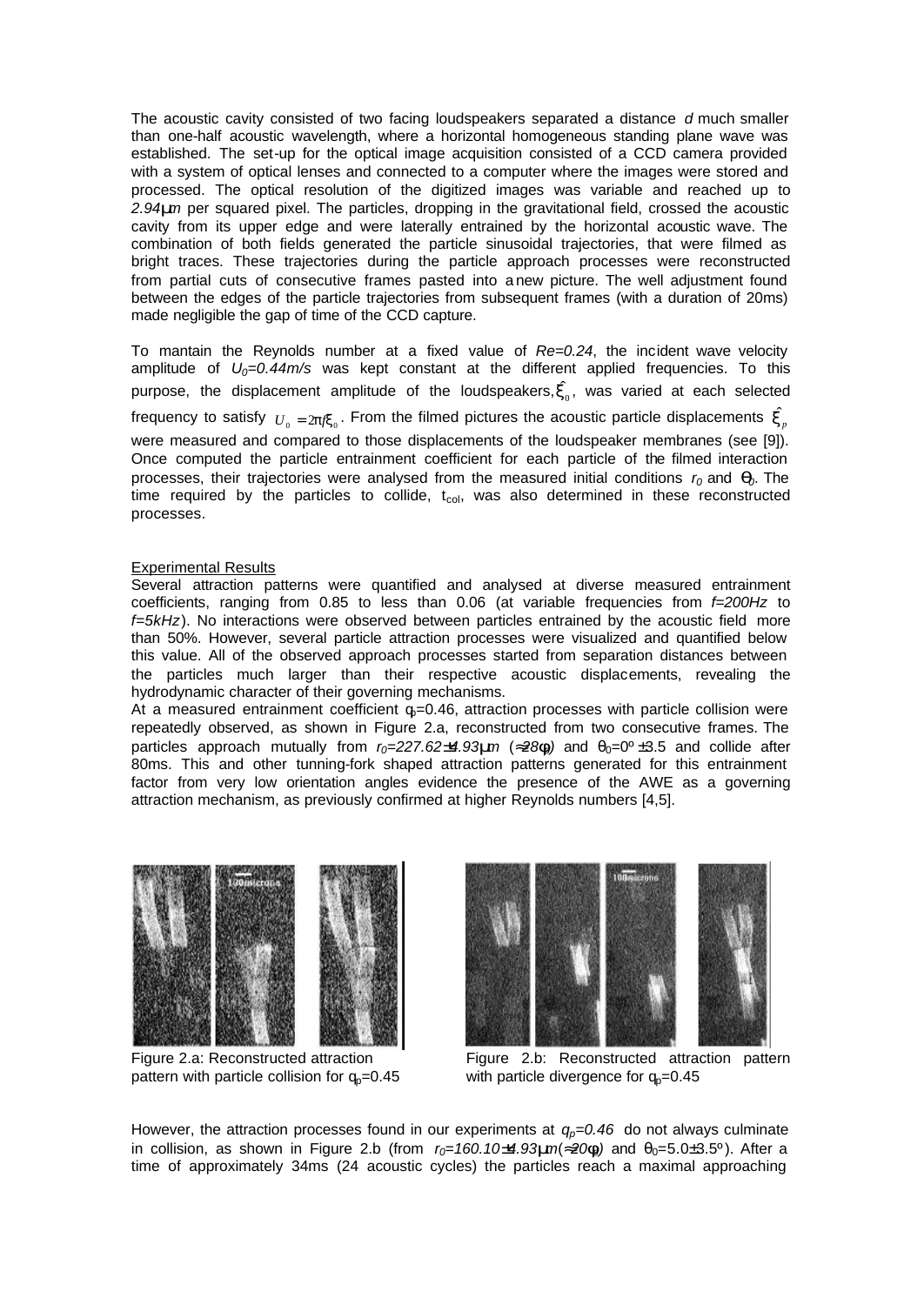The acoustic cavity consisted of two facing loudspeakers separated a distance $d$ much smaller than one-half acoustic wavelength, where a horizontal homogeneous standing plane wave was established. The set-up for the optical image acquisition consisted of a CCD camera provided with a system of optical lenses and connected to a computer where the images were stored and processed. The optical resolution of the digitized images was variable and reached up to $2.94\mu m$ per squared pixel. The particles, dropping in the gravitational field, crossed the acoustic cavity from its upper edge and were laterally entrained by the horizontal acoustic wave. The combination of both fields generated the particle sinusoidal trajectories, that were filmed as bright traces. These trajectories during the particle approach processes were reconstructed from partial cuts of consecutive frames pasted into a new picture. The well adjustment found between the edges of the particle trajectories from subsequent frames (with a duration of 20ms) made negligible the gap of time of the CCD capture.

To mantain the Reynolds number at a fixed value of $Re=0.24$, the incident wave velocity amplitude of $U_0=0.44m/s$ was kept constant at the different applied frequencies. To this purpose, the displacement amplitude of the loudspeakers, $\hat{\xi}_0$, was varied at each selected frequency to satisfy $U_0 = 2\pi f \xi_0$. From the filmed pictures the acoustic particle displacements $\hat{\xi}_p$ were measured and compared to those displacements of the loudspeaker membranes (see [9]). Once computed the particle entrainment coefficient for each particle of the filmed interaction processes, their trajectories were analysed from the measured initial conditions $r_0$ and $\theta_0$. The time required by the particles to collide, $t_{col}$, was also determined in these reconstructed processes.

## Experimental Results

Several attraction patterns were quantified and analysed at diverse measured entrainment coefficients, ranging from 0.85 to less than 0.06 (at variable frequencies from $f=200Hz$ to $f=5kHz$). No interactions were observed between particles entrained by the acoustic field more than 50%. However, several particle attraction processes were visualized and quantified below this value. All of the observed approach processes started from separation distances between the particles much larger than their respective acoustic displacements, revealing the hydrodynamic character of their governing mechanisms.

At a measured entrainment coefficient $q_p=0.46$, attraction processes with particle collision were repeatedly observed, as shown in Figure 2.a, reconstructed from two consecutive frames. The particles approach mutually from $r_0=227.62\pm4.93\mu m$ ($\approx 28\phi$) and $\theta_0=0° \pm 3.5$ and collide after 80ms. This and other tunning-fork shaped attraction patterns generated for this entrainment factor from very low orientation angles evidence the presence of the AWE as a governing attraction mechanism, as previously confirmed at higher Reynolds numbers [4,5].

Figure 2.a: Reconstructed attraction pattern with particle collision for $q_p=0.45$

Figure 2.b: Reconstructed attraction pattern with particle divergence for $q_p=0.45$

However, the attraction processes found in our experiments at $q_p=0.46$ do not always culminate in collision, as shown in Figure 2.b (from $r_0=160.10\pm4.93\mu m$ ($\approx 20\phi$) and $\theta_0=5.0\pm3.5°$). After a time of approximately 34ms (24 acoustic cycles) the particles reach a maximal approaching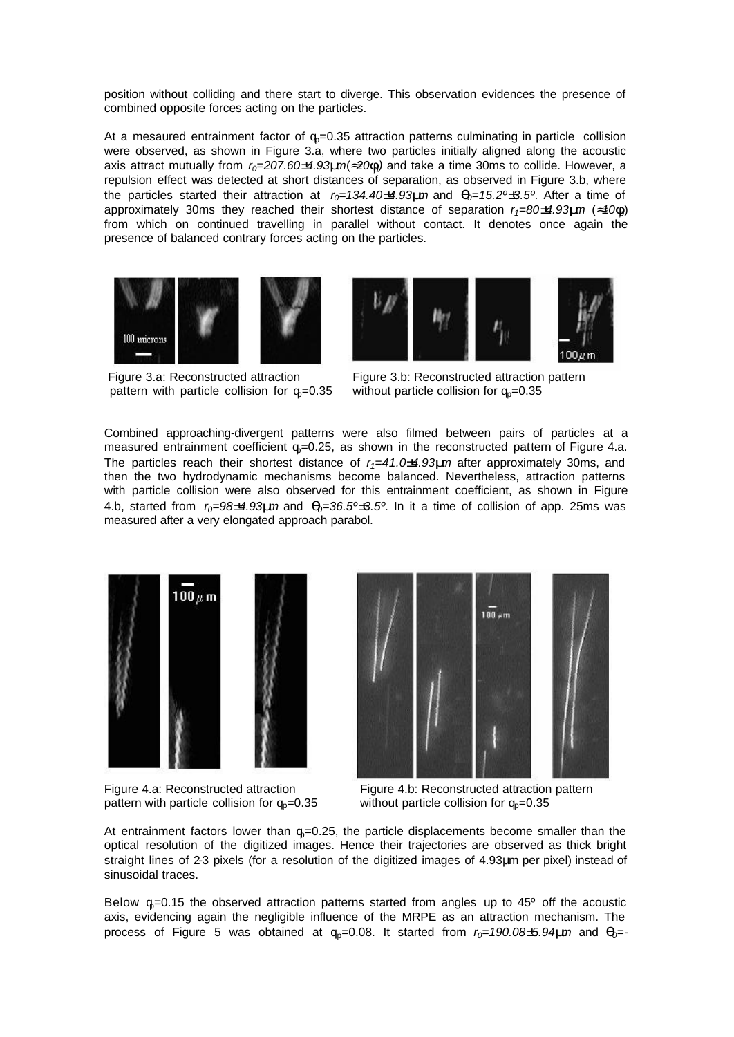position without colliding and there start to diverge. This observation evidences the presence of combined opposite forces acting on the particles.

At a mesaured entrainment factor of $q_p$=0.35 attraction patterns culminating in particle collision were observed, as shown in Figure 3.a, where two particles initially aligned along the acoustic axis attract mutually from $r_0=207.60\pm4.93\mu m(\approx20\phi)$ and take a time 30ms to collide. However, a repulsion effect was detected at short distances of separation, as observed in Figure 3.b, where the particles started their attraction at $r_0=134.40\pm4.93\mu m$ and $\Theta_0=15.2º\pm3.5º$. After a time of approximately 30ms they reached their shortest distance of separation $r_1=80\pm4.93\mu m$ ($\approx10\phi$) from which on continued travelling in parallel without contact. It denotes once again the presence of balanced contrary forces acting on the particles.

Figure 3.a: Reconstructed attraction pattern with particle collision for $q_p$=0.35

Figure 3.b: Reconstructed attraction pattern without particle collision for $q_p$=0.35

Combined approaching-divergent patterns were also filmed between pairs of particles at a measured entrainment coefficient $q_p$=0.25, as shown in the reconstructed pattern of Figure 4.a. The particles reach their shortest distance of $r_1=41.0\pm4.93\mu m$ after approximately 30ms, and then the two hydrodynamic mechanisms become balanced. Nevertheless, attraction patterns with particle collision were also observed for this entrainment coefficient, as shown in Figure 4.b, started from $r_0=98\pm4.93\mu m$ and $\Theta_0=36.5º\pm3.5º$. In it a time of collision of app. 25ms was measured after a very elongated approach parabol.

Figure 4.a: Reconstructed attraction pattern with particle collision for $q_p$=0.35

Figure 4.b: Reconstructed attraction pattern without particle collision for $q_p$=0.35

At entrainment factors lower than $q_p$=0.25, the particle displacements become smaller than the optical resolution of the digitized images. Hence their trajectories are observed as thick bright straight lines of 2-3 pixels (for a resolution of the digitized images of 4.93µm per pixel) instead of sinusoidal traces.

Below $q_p$=0.15 the observed attraction patterns started from angles up to 45º off the acoustic axis, evidencing again the negligible influence of the MRPE as an attraction mechanism. The process of Figure 5 was obtained at $q_p$=0.08. It started from $r_0=190.08\pm5.94\mu m$ and $\Theta_0$=-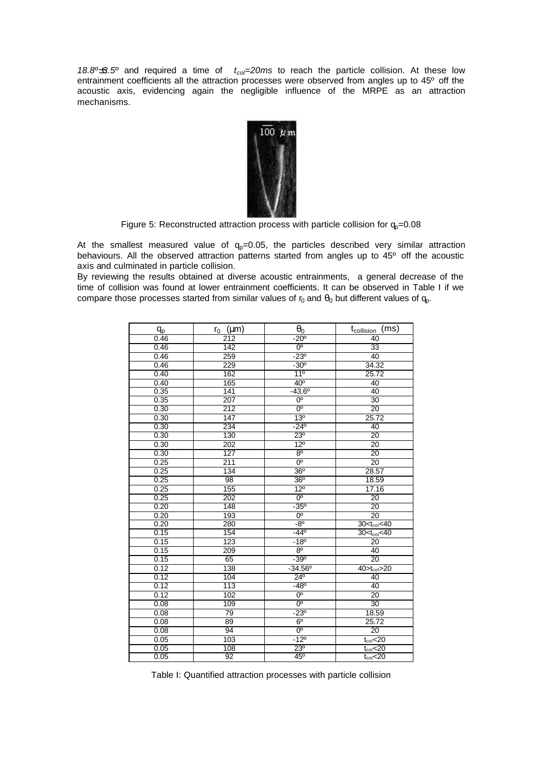$18.8^o \pm 3.5^o$ and required a time of $t_{col}=20ms$ to reach the particle collision. At these low entrainment coefficients all the attraction processes were observed from angles up to 45º off the acoustic axis, evidencing again the negligible influence of the MRPE as an attraction mechanisms.

Figure 5: Reconstructed attraction process with particle collision for $q_p=0.08$

At the smallest measured value of $q_p=0.05$, the particles described very similar attraction behaviours. All the observed attraction patterns started from angles up to 45º off the acoustic axis and culminated in particle collision.

By reviewing the results obtained at diverse acoustic entrainments, a general decrease of the time of collision was found at lower entrainment coefficients. It can be observed in Table I if we compare those processes started from similar values of $r_0$ and $\theta_0$ but different values of $q_p$.

| $q_p$ | $r_0$ (μm) | $\theta_0$ | $t_{collision}$ (ms) |
|---|---|---|---|
| 0.46 | 212 | -20º | 40 |
| 0.46 | 142 | 0º | 33 |
| 0.46 | 259 | -23º | 40 |
| 0.46 | 229 | -30º | 34.32 |
| 0.40 | 162 | 11º | 25.72 |
| 0.40 | 165 | 40º | 40 |
| 0.35 | 141 | -43.6º | 40 |
| 0.35 | 207 | 0º | 30 |
| 0.30 | 212 | 0º | 20 |
| 0.30 | 147 | 13º | 25.72 |
| 0.30 | 234 | -24º | 40 |
| 0.30 | 130 | 23º | 20 |
| 0.30 | 202 | 12º | 20 |
| 0.30 | 127 | 8º | 20 |
| 0.25 | 211 | 0º | 20 |
| 0.25 | 134 | 36º | 28.57 |
| 0.25 | 98 | 36º | 18.59 |
| 0.25 | 155 | 12º | 17.16 |
| 0.25 | 202 | 0º | 20 |
| 0.20 | 148 | -35º | 20 |
| 0.20 | 193 | 0º | 20 |
| 0.20 | 280 | -8º | $30<t_{col}<40$ |
| 0.15 | 154 | -44º | $30<t_{col}<40$ |
| 0.15 | 123 | -18º | 20 |
| 0.15 | 209 | 8º | 40 |
| 0.15 | 65 | -39º | 20 |
| 0.12 | 138 | -34.56º | $40>t_{col}>20$ |
| 0.12 | 104 | 24º | 40 |
| 0.12 | 113 | -48º | 40 |
| 0.12 | 102 | 0º | 20 |
| 0.08 | 109 | 0º | 30 |
| 0.08 | 79 | -23º | 18.59 |
| 0.08 | 89 | 6º | 25.72 |
| 0.08 | 94 | 0º | 20 |
| 0.05 | 103 | -12º | $t_{col}<20$ |
| 0.05 | 108 | 23º | $t_{col}<20$ |
| 0.05 | 92 | 45º | $t_{col}<20$ |

Table I: Quantified attraction processes with particle collision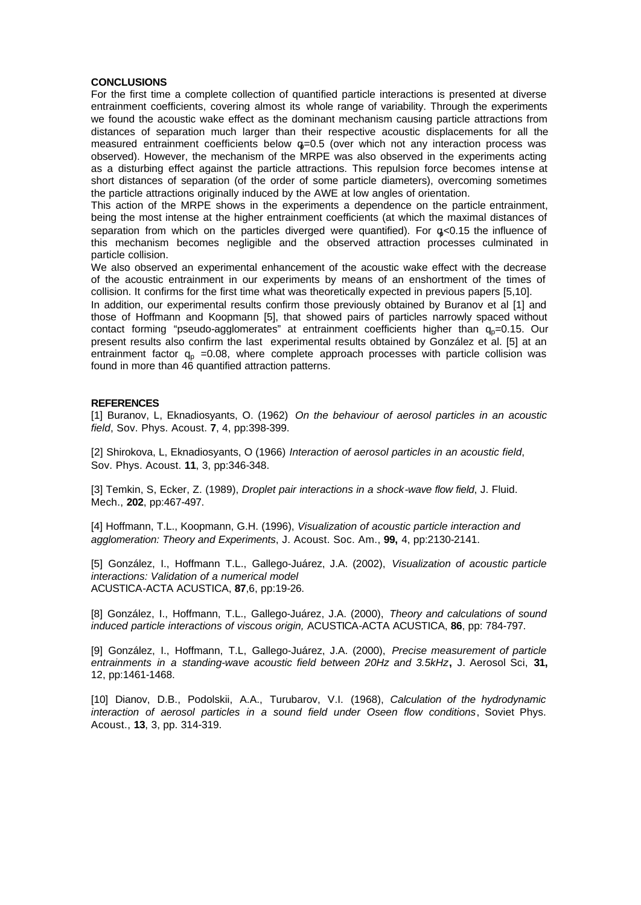## CONCLUSIONS

For the first time a complete collection of quantified particle interactions is presented at diverse entrainment coefficients, covering almost its whole range of variability. Through the experiments we found the acoustic wake effect as the dominant mechanism causing particle attractions from distances of separation much larger than their respective acoustic displacements for all the measured entrainment coefficients below $q_p$=0.5 (over which not any interaction process was observed). However, the mechanism of the MRPE was also observed in the experiments acting as a disturbing effect against the particle attractions. This repulsion force becomes intense at short distances of separation (of the order of some particle diameters), overcoming sometimes the particle attractions originally induced by the AWE at low angles of orientation.

This action of the MRPE shows in the experiments a dependence on the particle entrainment, being the most intense at the higher entrainment coefficients (at which the maximal distances of separation from which on the particles diverged were quantified). For $q_p$<0.15 the influence of this mechanism becomes negligible and the observed attraction processes culminated in particle collision.

We also observed an experimental enhancement of the acoustic wake effect with the decrease of the acoustic entrainment in our experiments by means of an enshortment of the times of collision. It confirms for the first time what was theoretically expected in previous papers [5,10].

In addition, our experimental results confirm those previously obtained by Buranov et al [1] and those of Hoffmann and Koopmann [5], that showed pairs of particles narrowly spaced without contact forming "pseudo-agglomerates" at entrainment coefficients higher than $q_p$=0.15. Our present results also confirm the last experimental results obtained by González et al. [5] at an entrainment factor $q_p$ =0.08, where complete approach processes with particle collision was found in more than 46 quantified attraction patterns.

## REFERENCES

[1] Buranov, L, Eknadiosyants, O. (1962) *On the behaviour of aerosol particles in an acoustic field*, Sov. Phys. Acoust. **7**, 4, pp:398-399.

[2] Shirokova, L, Eknadiosyants, O (1966) *Interaction of aerosol particles in an acoustic field*, Sov. Phys. Acoust. **11**, 3, pp:346-348.

[3] Temkin, S, Ecker, Z. (1989), *Droplet pair interactions in a shock-wave flow field*, J. Fluid. Mech., **202**, pp:467-497.

[4] Hoffmann, T.L., Koopmann, G.H. (1996), *Visualization of acoustic particle interaction and agglomeration: Theory and Experiments*, J. Acoust. Soc. Am., **99,** 4, pp:2130-2141.

[5] González, I., Hoffmann T.L., Gallego-Juárez, J.A. (2002), *Visualization of acoustic particle interactions: Validation of a numerical model* ACUSTICA-ACTA ACUSTICA, **87**,6, pp:19-26.

[8] González, I., Hoffmann, T.L., Gallego-Juárez, J.A. (2000), *Theory and calculations of sound induced particle interactions of viscous origin,* ACUSTICA-ACTA ACUSTICA, **86**, pp: 784-797.

[9] González, I., Hoffmann, T.L, Gallego-Juárez, J.A. (2000), *Precise measurement of particle entrainments in a standing-wave acoustic field between 20Hz and 3.5kHz***,** J. Aerosol Sci, **31,** 12, pp:1461-1468.

[10] Dianov, D.B., Podolskii, A.A., Turubarov, V.I. (1968), *Calculation of the hydrodynamic interaction of aerosol particles in a sound field under Oseen flow conditions*, Soviet Phys. Acoust., **13**, 3, pp. 314-319.